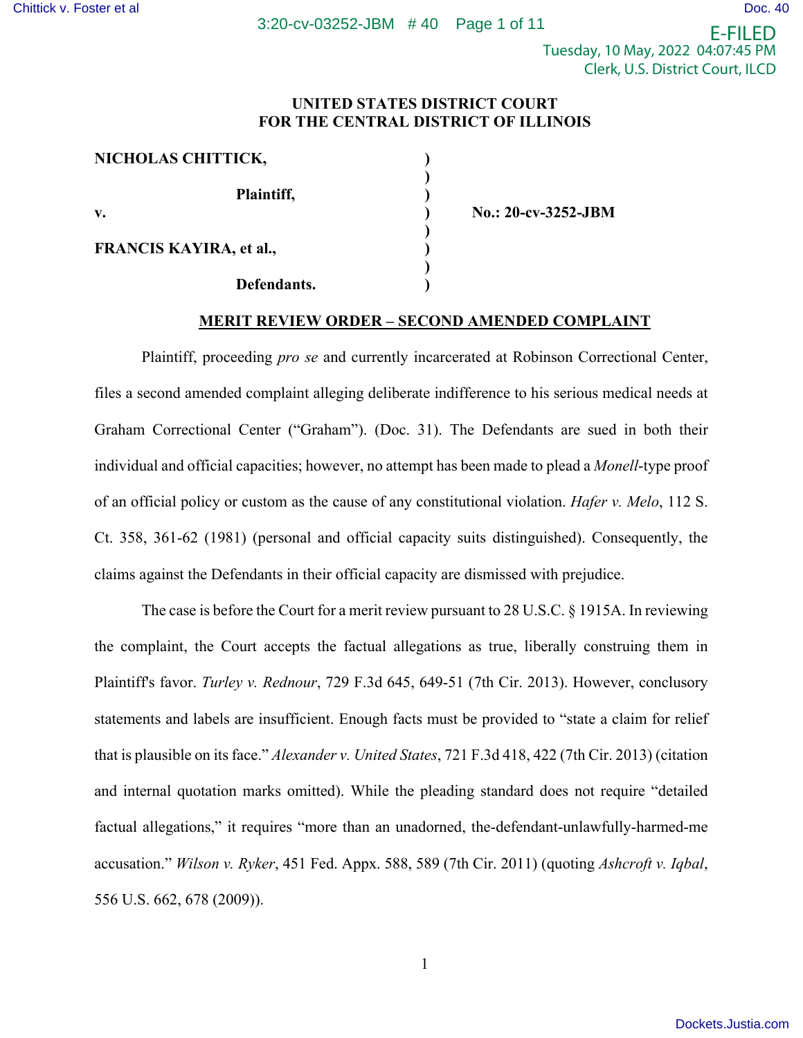# UNITED STATES DISTRICT COURT
# FOR THE CENTRAL DISTRICT OF ILLINOIS

**NICHOLAS CHITTICK,**

**Plaintiff,**

**v.**

**FRANCIS KAYIRA, et al.,**

**Defendants.**

**No.: 20-cv-3252-JBM**

## MERIT REVIEW ORDER – SECOND AMENDED COMPLAINT

Plaintiff, proceeding *pro se* and currently incarcerated at Robinson Correctional Center, files a second amended complaint alleging deliberate indifference to his serious medical needs at Graham Correctional Center ("Graham"). (Doc. 31). The Defendants are sued in both their individual and official capacities; however, no attempt has been made to plead a *Monell*-type proof of an official policy or custom as the cause of any constitutional violation. *Hafer v. Melo*, 112 S. Ct. 358, 361-62 (1981) (personal and official capacity suits distinguished). Consequently, the claims against the Defendants in their official capacity are dismissed with prejudice.

The case is before the Court for a merit review pursuant to 28 U.S.C. § 1915A. In reviewing the complaint, the Court accepts the factual allegations as true, liberally construing them in Plaintiff's favor. *Turley v. Rednour*, 729 F.3d 645, 649-51 (7th Cir. 2013). However, conclusory statements and labels are insufficient. Enough facts must be provided to "state a claim for relief that is plausible on its face." *Alexander v. United States*, 721 F.3d 418, 422 (7th Cir. 2013) (citation and internal quotation marks omitted). While the pleading standard does not require "detailed factual allegations," it requires "more than an unadorned, the-defendant-unlawfully-harmed-me accusation." *Wilson v. Ryker*, 451 Fed. Appx. 588, 589 (7th Cir. 2011) (quoting *Ashcroft v. Iqbal*, 556 U.S. 662, 678 (2009)).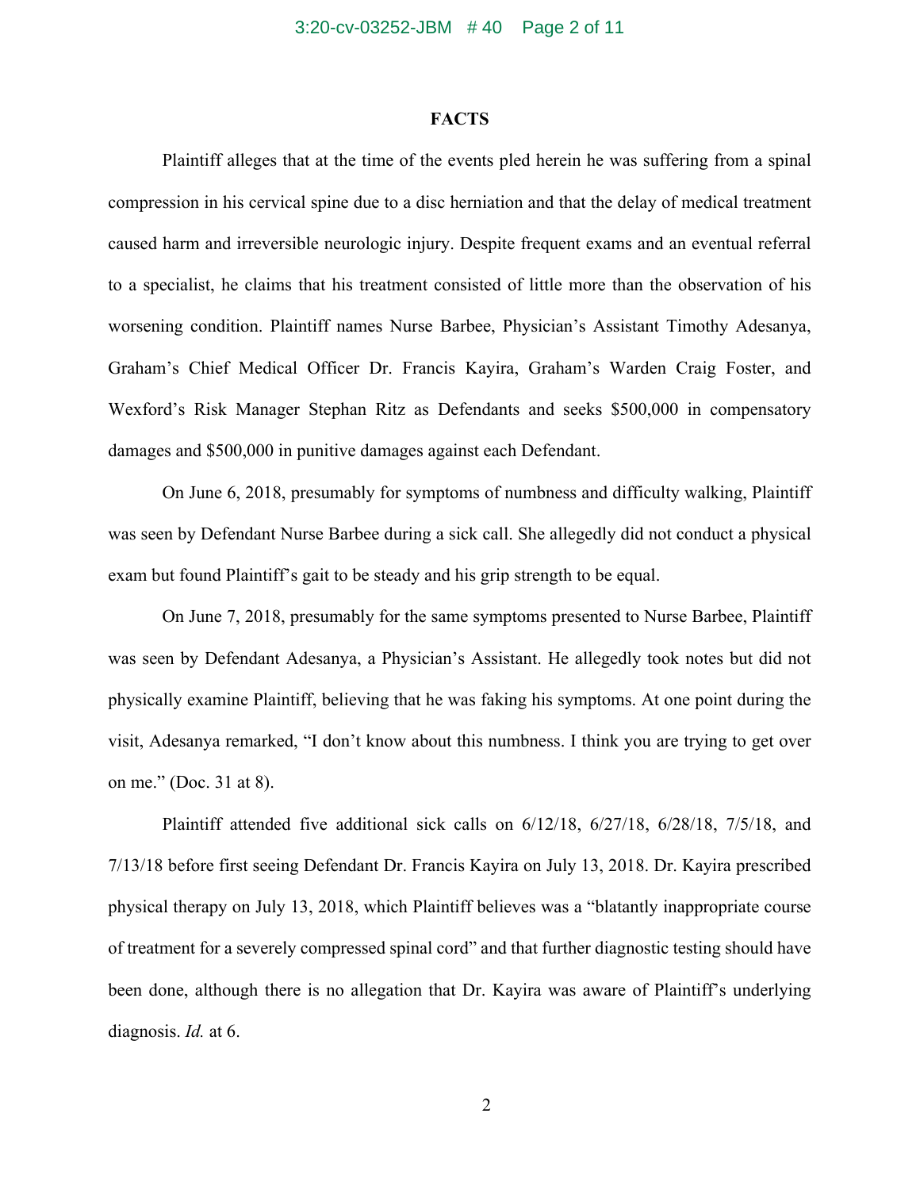## FACTS

Plaintiff alleges that at the time of the events pled herein he was suffering from a spinal compression in his cervical spine due to a disc herniation and that the delay of medical treatment caused harm and irreversible neurologic injury. Despite frequent exams and an eventual referral to a specialist, he claims that his treatment consisted of little more than the observation of his worsening condition. Plaintiff names Nurse Barbee, Physician's Assistant Timothy Adesanya, Graham's Chief Medical Officer Dr. Francis Kayira, Graham's Warden Craig Foster, and Wexford's Risk Manager Stephan Ritz as Defendants and seeks $500,000 in compensatory damages and $500,000 in punitive damages against each Defendant.

On June 6, 2018, presumably for symptoms of numbness and difficulty walking, Plaintiff was seen by Defendant Nurse Barbee during a sick call. She allegedly did not conduct a physical exam but found Plaintiff's gait to be steady and his grip strength to be equal.

On June 7, 2018, presumably for the same symptoms presented to Nurse Barbee, Plaintiff was seen by Defendant Adesanya, a Physician's Assistant. He allegedly took notes but did not physically examine Plaintiff, believing that he was faking his symptoms. At one point during the visit, Adesanya remarked, "I don't know about this numbness. I think you are trying to get over on me." (Doc. 31 at 8).

Plaintiff attended five additional sick calls on 6/12/18, 6/27/18, 6/28/18, 7/5/18, and 7/13/18 before first seeing Defendant Dr. Francis Kayira on July 13, 2018. Dr. Kayira prescribed physical therapy on July 13, 2018, which Plaintiff believes was a "blatantly inappropriate course of treatment for a severely compressed spinal cord" and that further diagnostic testing should have been done, although there is no allegation that Dr. Kayira was aware of Plaintiff's underlying diagnosis. *Id.* at 6.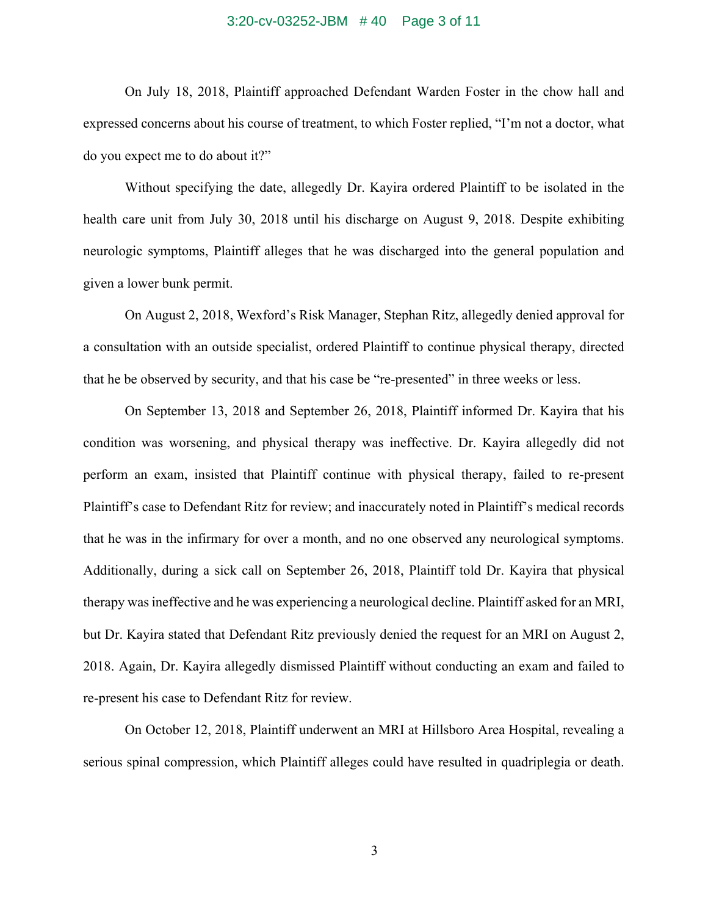On July 18, 2018, Plaintiff approached Defendant Warden Foster in the chow hall and expressed concerns about his course of treatment, to which Foster replied, "I'm not a doctor, what do you expect me to do about it?"

Without specifying the date, allegedly Dr. Kayira ordered Plaintiff to be isolated in the health care unit from July 30, 2018 until his discharge on August 9, 2018. Despite exhibiting neurologic symptoms, Plaintiff alleges that he was discharged into the general population and given a lower bunk permit.

On August 2, 2018, Wexford's Risk Manager, Stephan Ritz, allegedly denied approval for a consultation with an outside specialist, ordered Plaintiff to continue physical therapy, directed that he be observed by security, and that his case be "re-presented" in three weeks or less.

On September 13, 2018 and September 26, 2018, Plaintiff informed Dr. Kayira that his condition was worsening, and physical therapy was ineffective. Dr. Kayira allegedly did not perform an exam, insisted that Plaintiff continue with physical therapy, failed to re-present Plaintiff's case to Defendant Ritz for review; and inaccurately noted in Plaintiff's medical records that he was in the infirmary for over a month, and no one observed any neurological symptoms. Additionally, during a sick call on September 26, 2018, Plaintiff told Dr. Kayira that physical therapy was ineffective and he was experiencing a neurological decline. Plaintiff asked for an MRI, but Dr. Kayira stated that Defendant Ritz previously denied the request for an MRI on August 2, 2018. Again, Dr. Kayira allegedly dismissed Plaintiff without conducting an exam and failed to re-present his case to Defendant Ritz for review.

On October 12, 2018, Plaintiff underwent an MRI at Hillsboro Area Hospital, revealing a serious spinal compression, which Plaintiff alleges could have resulted in quadriplegia or death.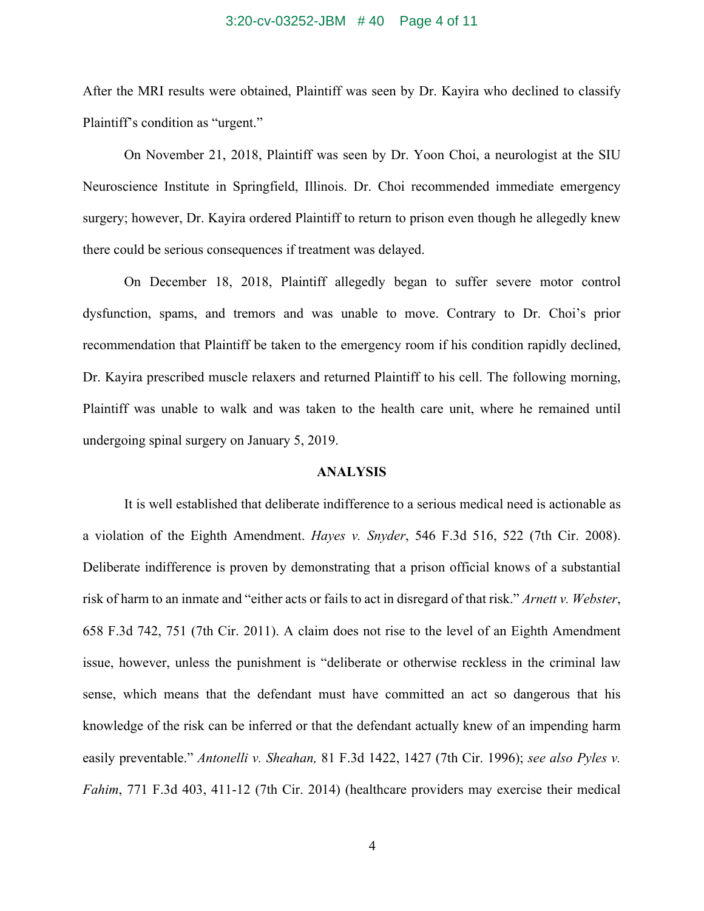After the MRI results were obtained, Plaintiff was seen by Dr. Kayira who declined to classify Plaintiff's condition as "urgent."

On November 21, 2018, Plaintiff was seen by Dr. Yoon Choi, a neurologist at the SIU Neuroscience Institute in Springfield, Illinois. Dr. Choi recommended immediate emergency surgery; however, Dr. Kayira ordered Plaintiff to return to prison even though he allegedly knew there could be serious consequences if treatment was delayed.

On December 18, 2018, Plaintiff allegedly began to suffer severe motor control dysfunction, spams, and tremors and was unable to move. Contrary to Dr. Choi's prior recommendation that Plaintiff be taken to the emergency room if his condition rapidly declined, Dr. Kayira prescribed muscle relaxers and returned Plaintiff to his cell. The following morning, Plaintiff was unable to walk and was taken to the health care unit, where he remained until undergoing spinal surgery on January 5, 2019.

## ANALYSIS

It is well established that deliberate indifference to a serious medical need is actionable as a violation of the Eighth Amendment. *Hayes v. Snyder*, 546 F.3d 516, 522 (7th Cir. 2008). Deliberate indifference is proven by demonstrating that a prison official knows of a substantial risk of harm to an inmate and "either acts or fails to act in disregard of that risk." *Arnett v. Webster*, 658 F.3d 742, 751 (7th Cir. 2011). A claim does not rise to the level of an Eighth Amendment issue, however, unless the punishment is "deliberate or otherwise reckless in the criminal law sense, which means that the defendant must have committed an act so dangerous that his knowledge of the risk can be inferred or that the defendant actually knew of an impending harm easily preventable." *Antonelli v. Sheahan,* 81 F.3d 1422, 1427 (7th Cir. 1996); *see also Pyles v. Fahim*, 771 F.3d 403, 411-12 (7th Cir. 2014) (healthcare providers may exercise their medical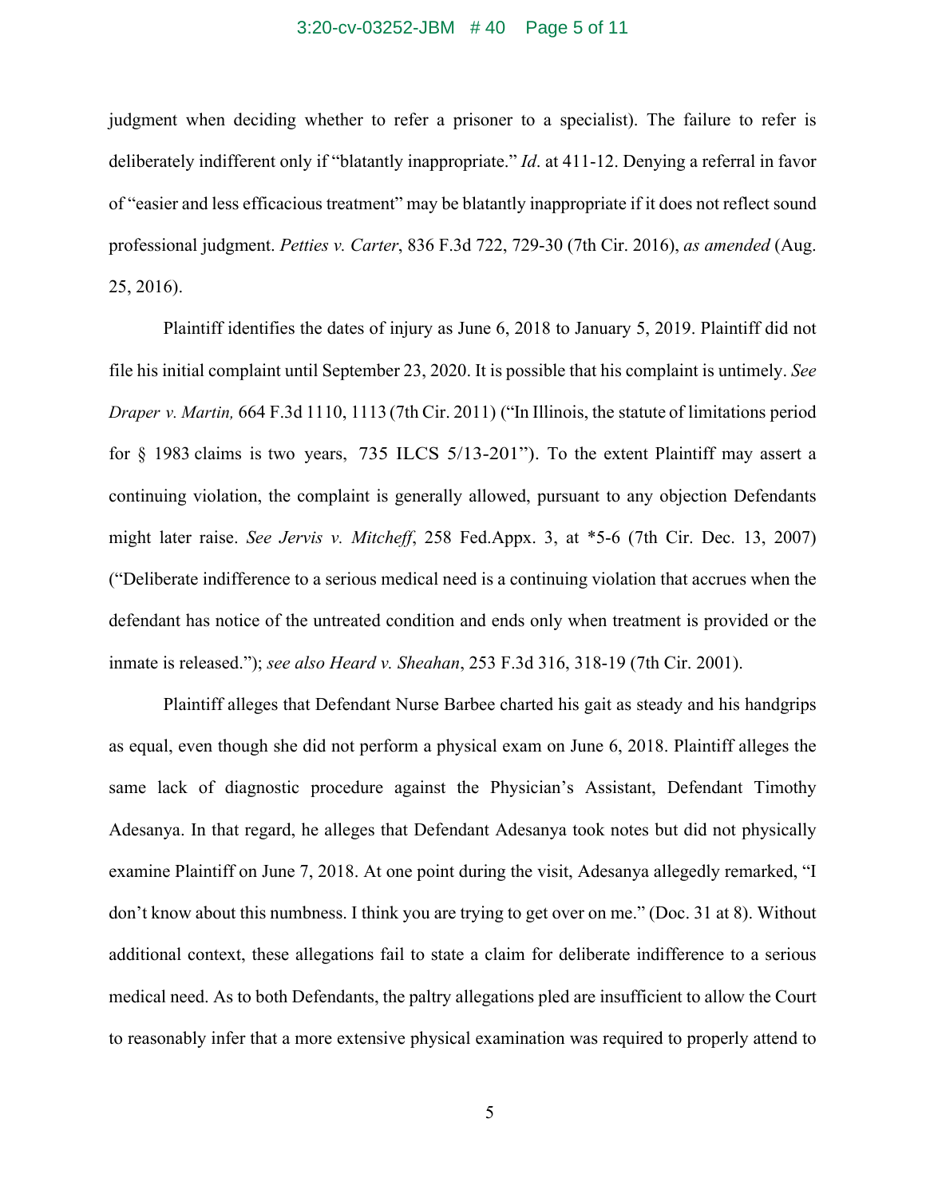judgment when deciding whether to refer a prisoner to a specialist). The failure to refer is deliberately indifferent only if "blatantly inappropriate." *Id*. at 411-12. Denying a referral in favor of "easier and less efficacious treatment" may be blatantly inappropriate if it does not reflect sound professional judgment. *Petties v. Carter*, 836 F.3d 722, 729-30 (7th Cir. 2016), *as amended* (Aug. 25, 2016).

Plaintiff identifies the dates of injury as June 6, 2018 to January 5, 2019. Plaintiff did not file his initial complaint until September 23, 2020. It is possible that his complaint is untimely. *See Draper v. Martin,* 664 F.3d 1110, 1113 (7th Cir. 2011) ("In Illinois, the statute of limitations period for § 1983 claims is two years, 735 ILCS 5/13-201"). To the extent Plaintiff may assert a continuing violation, the complaint is generally allowed, pursuant to any objection Defendants might later raise. *See Jervis v. Mitcheff*, 258 Fed.Appx. 3, at *5-6 (7th Cir. Dec. 13, 2007) ("Deliberate indifference to a serious medical need is a continuing violation that accrues when the defendant has notice of the untreated condition and ends only when treatment is provided or the inmate is released."); *see also Heard v. Sheahan*, 253 F.3d 316, 318-19 (7th Cir. 2001).

Plaintiff alleges that Defendant Nurse Barbee charted his gait as steady and his handgrips as equal, even though she did not perform a physical exam on June 6, 2018. Plaintiff alleges the same lack of diagnostic procedure against the Physician's Assistant, Defendant Timothy Adesanya. In that regard, he alleges that Defendant Adesanya took notes but did not physically examine Plaintiff on June 7, 2018. At one point during the visit, Adesanya allegedly remarked, "I don't know about this numbness. I think you are trying to get over on me." (Doc. 31 at 8). Without additional context, these allegations fail to state a claim for deliberate indifference to a serious medical need. As to both Defendants, the paltry allegations pled are insufficient to allow the Court to reasonably infer that a more extensive physical examination was required to properly attend to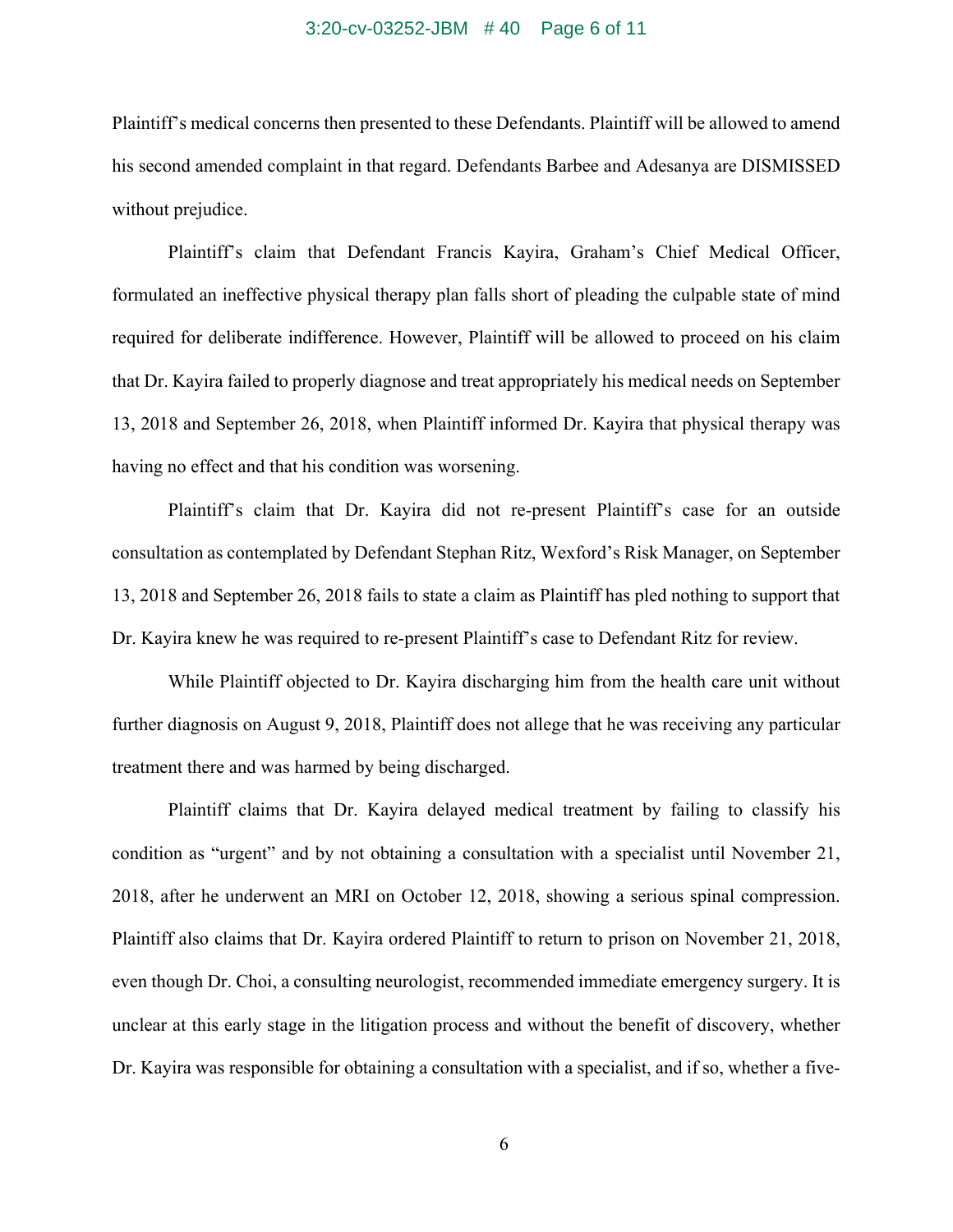Plaintiff's medical concerns then presented to these Defendants. Plaintiff will be allowed to amend his second amended complaint in that regard. Defendants Barbee and Adesanya are DISMISSED without prejudice.

Plaintiff's claim that Defendant Francis Kayira, Graham's Chief Medical Officer, formulated an ineffective physical therapy plan falls short of pleading the culpable state of mind required for deliberate indifference. However, Plaintiff will be allowed to proceed on his claim that Dr. Kayira failed to properly diagnose and treat appropriately his medical needs on September 13, 2018 and September 26, 2018, when Plaintiff informed Dr. Kayira that physical therapy was having no effect and that his condition was worsening.

Plaintiff's claim that Dr. Kayira did not re-present Plaintiff's case for an outside consultation as contemplated by Defendant Stephan Ritz, Wexford's Risk Manager, on September 13, 2018 and September 26, 2018 fails to state a claim as Plaintiff has pled nothing to support that Dr. Kayira knew he was required to re-present Plaintiff's case to Defendant Ritz for review.

While Plaintiff objected to Dr. Kayira discharging him from the health care unit without further diagnosis on August 9, 2018, Plaintiff does not allege that he was receiving any particular treatment there and was harmed by being discharged.

Plaintiff claims that Dr. Kayira delayed medical treatment by failing to classify his condition as "urgent" and by not obtaining a consultation with a specialist until November 21, 2018, after he underwent an MRI on October 12, 2018, showing a serious spinal compression. Plaintiff also claims that Dr. Kayira ordered Plaintiff to return to prison on November 21, 2018, even though Dr. Choi, a consulting neurologist, recommended immediate emergency surgery. It is unclear at this early stage in the litigation process and without the benefit of discovery, whether Dr. Kayira was responsible for obtaining a consultation with a specialist, and if so, whether a five-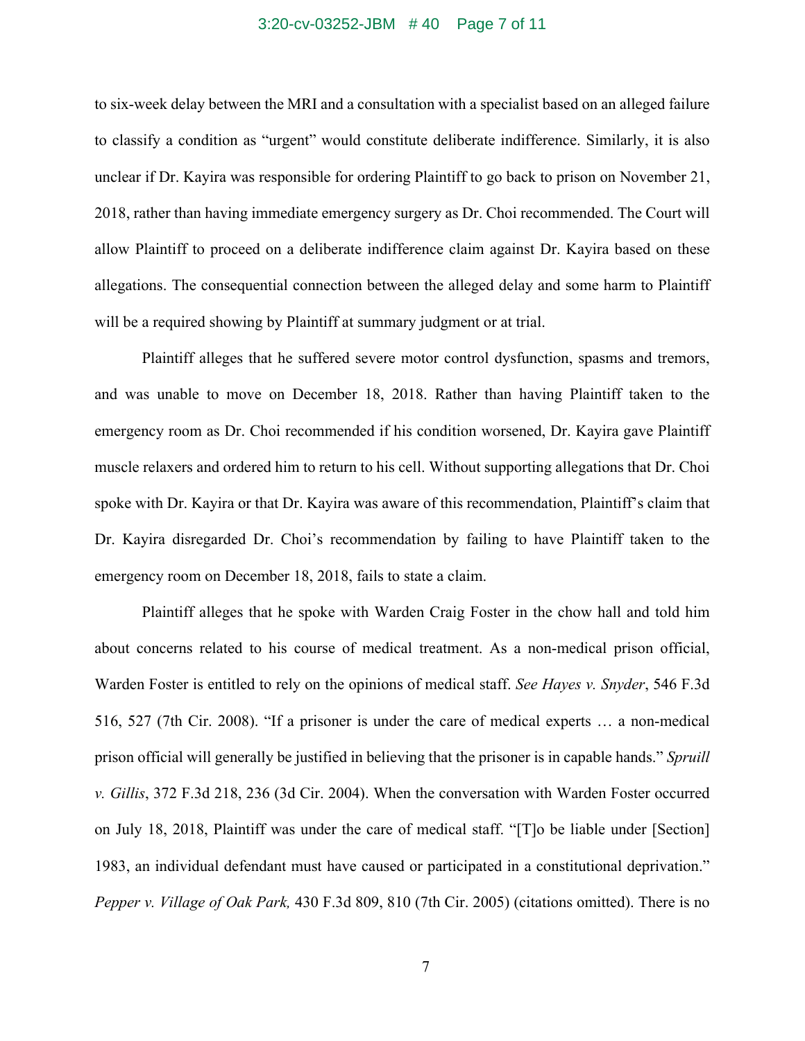to six-week delay between the MRI and a consultation with a specialist based on an alleged failure to classify a condition as "urgent" would constitute deliberate indifference. Similarly, it is also unclear if Dr. Kayira was responsible for ordering Plaintiff to go back to prison on November 21, 2018, rather than having immediate emergency surgery as Dr. Choi recommended. The Court will allow Plaintiff to proceed on a deliberate indifference claim against Dr. Kayira based on these allegations. The consequential connection between the alleged delay and some harm to Plaintiff will be a required showing by Plaintiff at summary judgment or at trial.

Plaintiff alleges that he suffered severe motor control dysfunction, spasms and tremors, and was unable to move on December 18, 2018. Rather than having Plaintiff taken to the emergency room as Dr. Choi recommended if his condition worsened, Dr. Kayira gave Plaintiff muscle relaxers and ordered him to return to his cell. Without supporting allegations that Dr. Choi spoke with Dr. Kayira or that Dr. Kayira was aware of this recommendation, Plaintiff's claim that Dr. Kayira disregarded Dr. Choi's recommendation by failing to have Plaintiff taken to the emergency room on December 18, 2018, fails to state a claim.

Plaintiff alleges that he spoke with Warden Craig Foster in the chow hall and told him about concerns related to his course of medical treatment. As a non-medical prison official, Warden Foster is entitled to rely on the opinions of medical staff. *See Hayes v. Snyder*, 546 F.3d 516, 527 (7th Cir. 2008). "If a prisoner is under the care of medical experts … a non-medical prison official will generally be justified in believing that the prisoner is in capable hands." *Spruill v. Gillis*, 372 F.3d 218, 236 (3d Cir. 2004). When the conversation with Warden Foster occurred on July 18, 2018, Plaintiff was under the care of medical staff. "[T]o be liable under [Section] 1983, an individual defendant must have caused or participated in a constitutional deprivation." *Pepper v. Village of Oak Park,* 430 F.3d 809, 810 (7th Cir. 2005) (citations omitted). There is no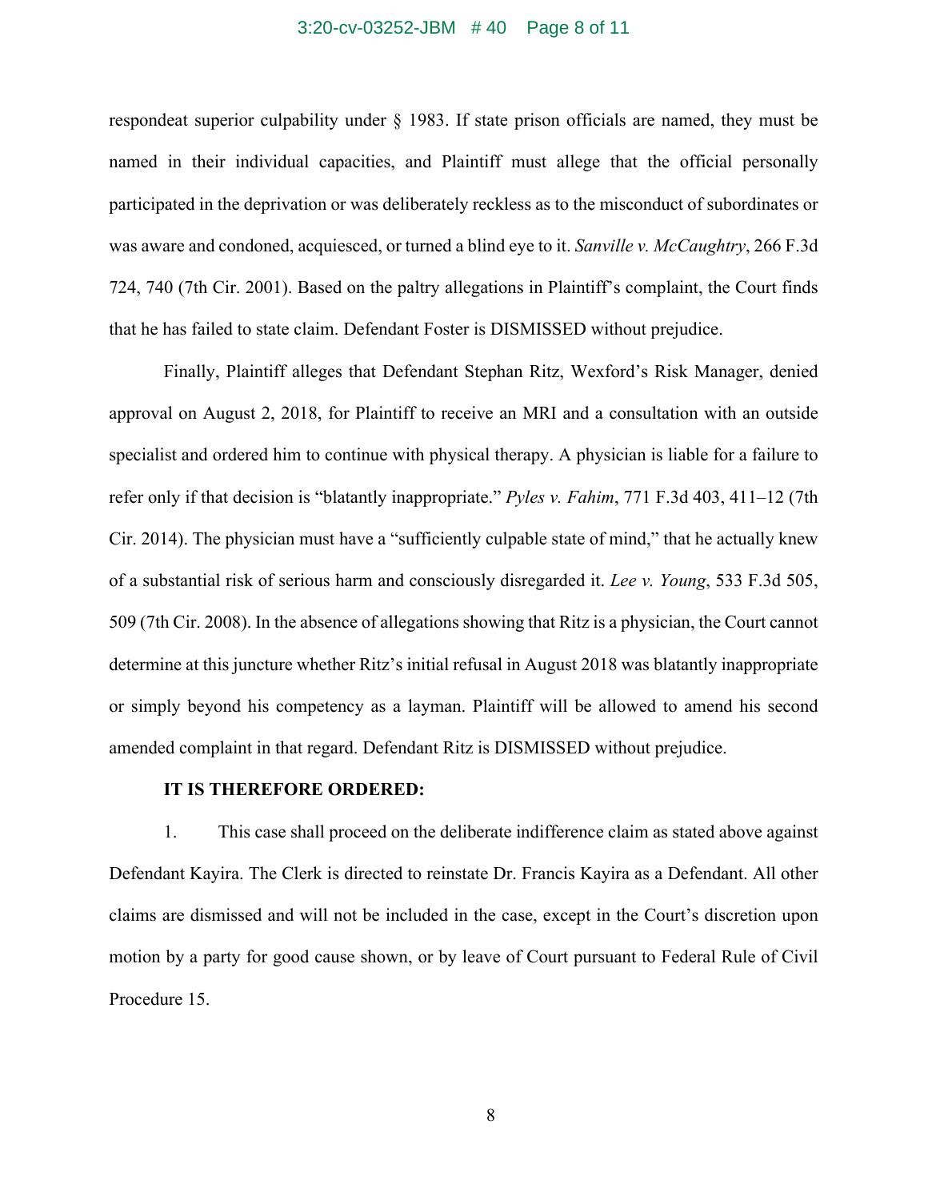respondeat superior culpability under § 1983. If state prison officials are named, they must be named in their individual capacities, and Plaintiff must allege that the official personally participated in the deprivation or was deliberately reckless as to the misconduct of subordinates or was aware and condoned, acquiesced, or turned a blind eye to it. *Sanville v. McCaughtry*, 266 F.3d 724, 740 (7th Cir. 2001). Based on the paltry allegations in Plaintiff's complaint, the Court finds that he has failed to state claim. Defendant Foster is DISMISSED without prejudice.

Finally, Plaintiff alleges that Defendant Stephan Ritz, Wexford's Risk Manager, denied approval on August 2, 2018, for Plaintiff to receive an MRI and a consultation with an outside specialist and ordered him to continue with physical therapy. A physician is liable for a failure to refer only if that decision is "blatantly inappropriate." *Pyles v. Fahim*, 771 F.3d 403, 411–12 (7th Cir. 2014). The physician must have a "sufficiently culpable state of mind," that he actually knew of a substantial risk of serious harm and consciously disregarded it. *Lee v. Young*, 533 F.3d 505, 509 (7th Cir. 2008). In the absence of allegations showing that Ritz is a physician, the Court cannot determine at this juncture whether Ritz's initial refusal in August 2018 was blatantly inappropriate or simply beyond his competency as a layman. Plaintiff will be allowed to amend his second amended complaint in that regard. Defendant Ritz is DISMISSED without prejudice.

**IT IS THEREFORE ORDERED:**

1. This case shall proceed on the deliberate indifference claim as stated above against Defendant Kayira. The Clerk is directed to reinstate Dr. Francis Kayira as a Defendant. All other claims are dismissed and will not be included in the case, except in the Court's discretion upon motion by a party for good cause shown, or by leave of Court pursuant to Federal Rule of Civil Procedure 15.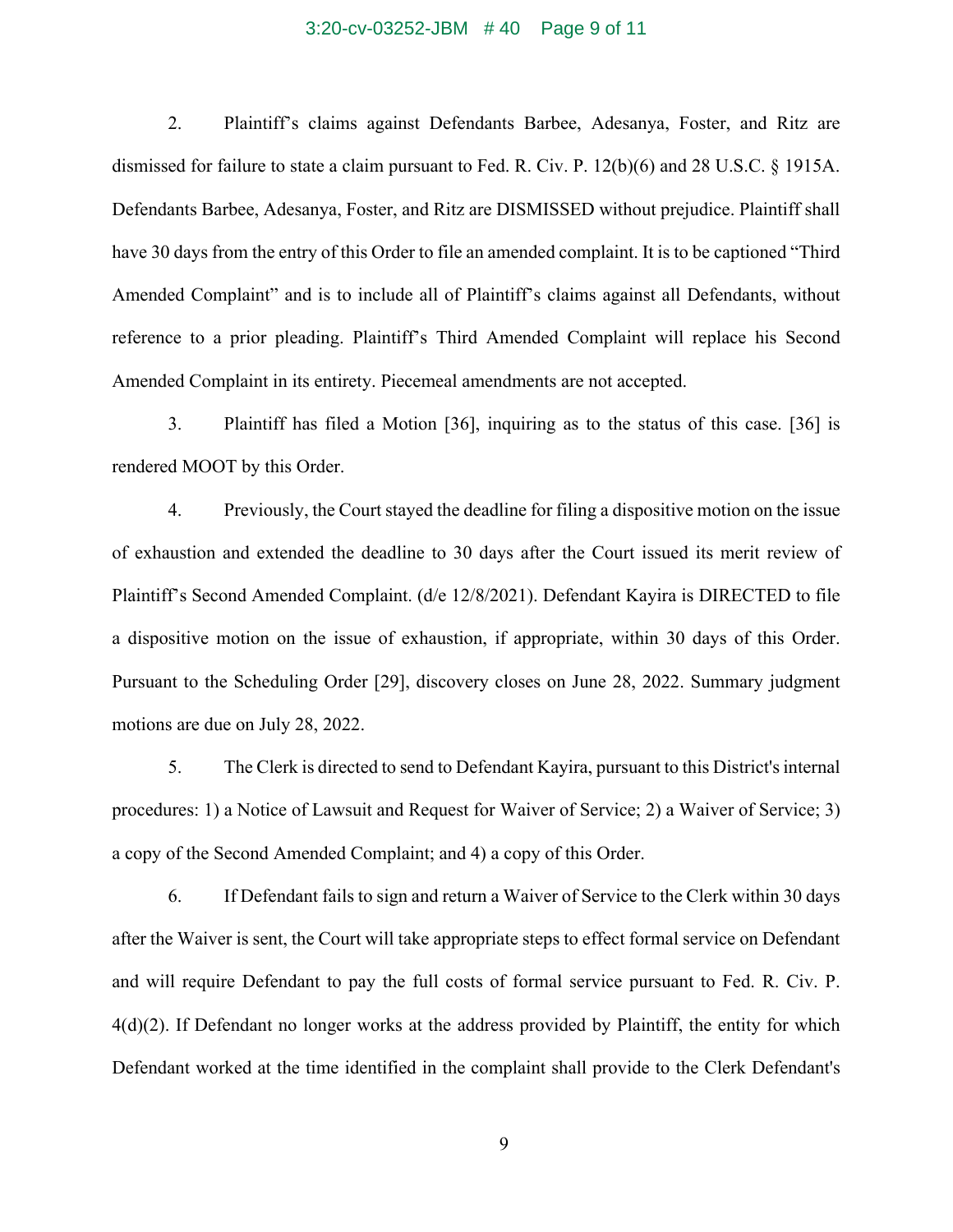2. Plaintiff's claims against Defendants Barbee, Adesanya, Foster, and Ritz are dismissed for failure to state a claim pursuant to Fed. R. Civ. P. 12(b)(6) and 28 U.S.C. § 1915A. Defendants Barbee, Adesanya, Foster, and Ritz are DISMISSED without prejudice. Plaintiff shall have 30 days from the entry of this Order to file an amended complaint. It is to be captioned "Third Amended Complaint" and is to include all of Plaintiff's claims against all Defendants, without reference to a prior pleading. Plaintiff's Third Amended Complaint will replace his Second Amended Complaint in its entirety. Piecemeal amendments are not accepted.

3. Plaintiff has filed a Motion [36], inquiring as to the status of this case. [36] is rendered MOOT by this Order.

4. Previously, the Court stayed the deadline for filing a dispositive motion on the issue of exhaustion and extended the deadline to 30 days after the Court issued its merit review of Plaintiff's Second Amended Complaint. (d/e 12/8/2021). Defendant Kayira is DIRECTED to file a dispositive motion on the issue of exhaustion, if appropriate, within 30 days of this Order. Pursuant to the Scheduling Order [29], discovery closes on June 28, 2022. Summary judgment motions are due on July 28, 2022.

5. The Clerk is directed to send to Defendant Kayira, pursuant to this District's internal procedures: 1) a Notice of Lawsuit and Request for Waiver of Service; 2) a Waiver of Service; 3) a copy of the Second Amended Complaint; and 4) a copy of this Order.

6. If Defendant fails to sign and return a Waiver of Service to the Clerk within 30 days after the Waiver is sent, the Court will take appropriate steps to effect formal service on Defendant and will require Defendant to pay the full costs of formal service pursuant to Fed. R. Civ. P. 4(d)(2). If Defendant no longer works at the address provided by Plaintiff, the entity for which Defendant worked at the time identified in the complaint shall provide to the Clerk Defendant's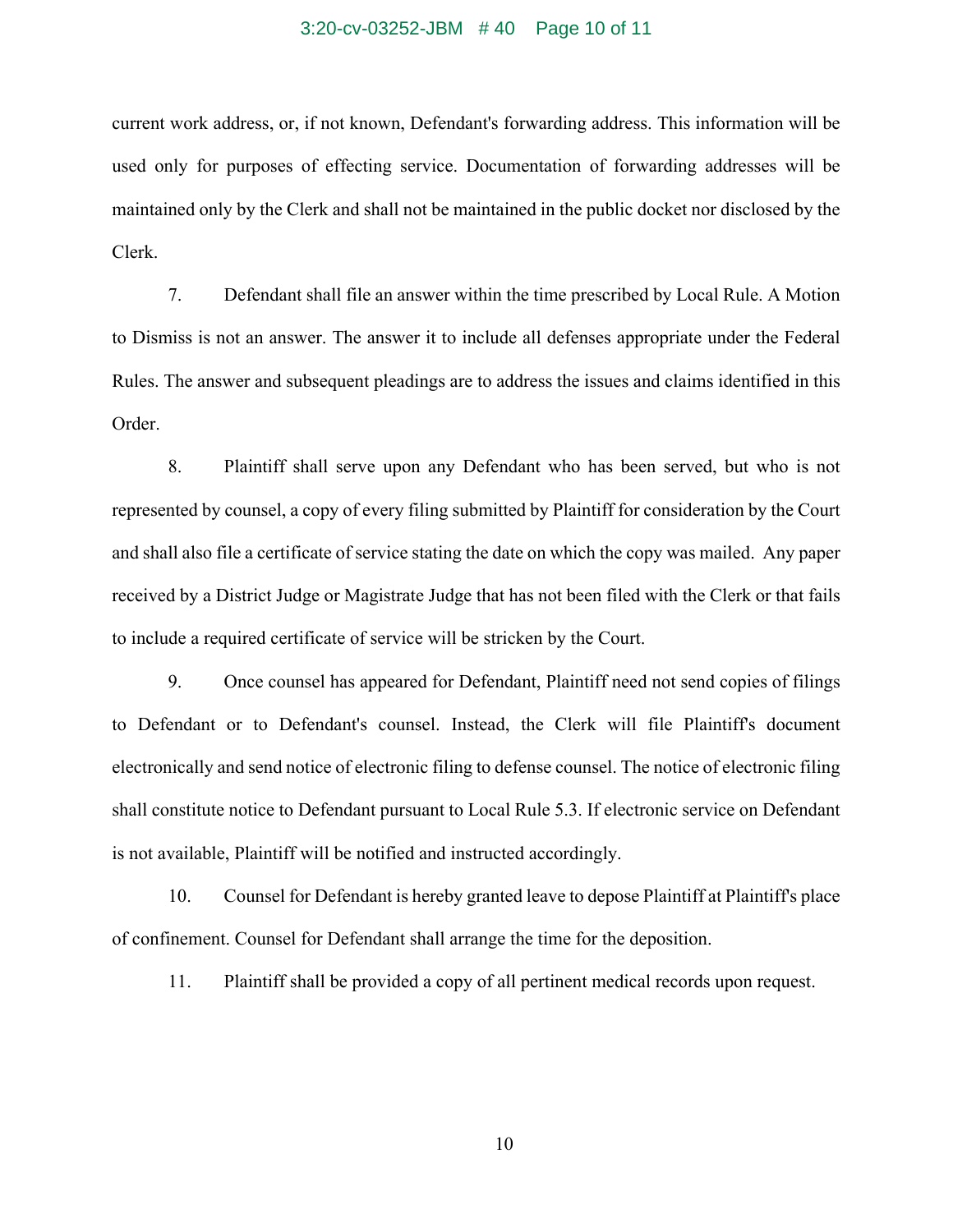current work address, or, if not known, Defendant's forwarding address. This information will be used only for purposes of effecting service. Documentation of forwarding addresses will be maintained only by the Clerk and shall not be maintained in the public docket nor disclosed by the Clerk.

7. Defendant shall file an answer within the time prescribed by Local Rule. A Motion to Dismiss is not an answer. The answer it to include all defenses appropriate under the Federal Rules. The answer and subsequent pleadings are to address the issues and claims identified in this Order.

8. Plaintiff shall serve upon any Defendant who has been served, but who is not represented by counsel, a copy of every filing submitted by Plaintiff for consideration by the Court and shall also file a certificate of service stating the date on which the copy was mailed. Any paper received by a District Judge or Magistrate Judge that has not been filed with the Clerk or that fails to include a required certificate of service will be stricken by the Court.

9. Once counsel has appeared for Defendant, Plaintiff need not send copies of filings to Defendant or to Defendant's counsel. Instead, the Clerk will file Plaintiff's document electronically and send notice of electronic filing to defense counsel. The notice of electronic filing shall constitute notice to Defendant pursuant to Local Rule 5.3. If electronic service on Defendant is not available, Plaintiff will be notified and instructed accordingly.

10. Counsel for Defendant is hereby granted leave to depose Plaintiff at Plaintiff's place of confinement. Counsel for Defendant shall arrange the time for the deposition.

11. Plaintiff shall be provided a copy of all pertinent medical records upon request.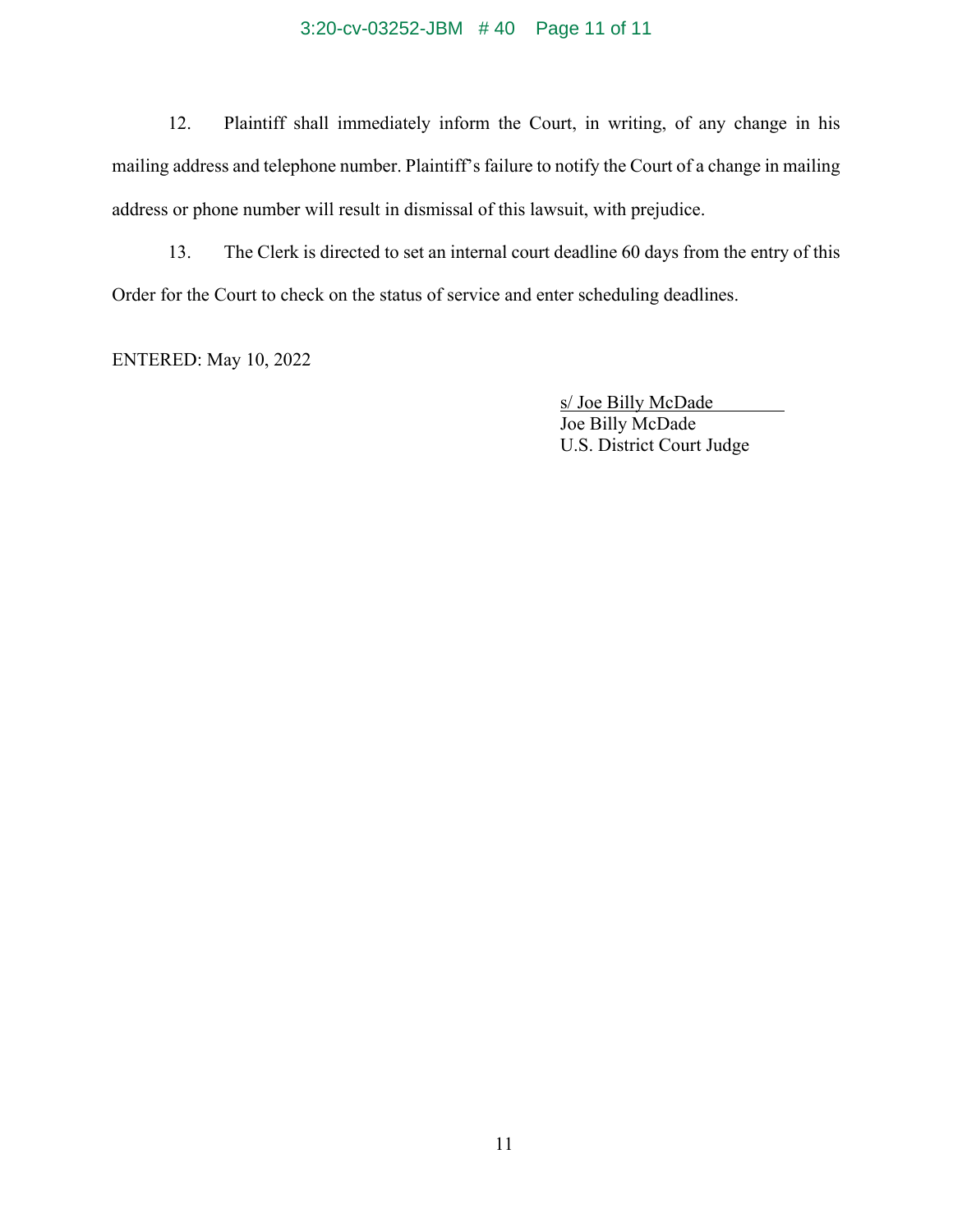12. Plaintiff shall immediately inform the Court, in writing, of any change in his mailing address and telephone number. Plaintiff's failure to notify the Court of a change in mailing address or phone number will result in dismissal of this lawsuit, with prejudice.

13. The Clerk is directed to set an internal court deadline 60 days from the entry of this Order for the Court to check on the status of service and enter scheduling deadlines.

ENTERED: May 10, 2022

s/ Joe Billy McDade
Joe Billy McDade
U.S. District Court Judge